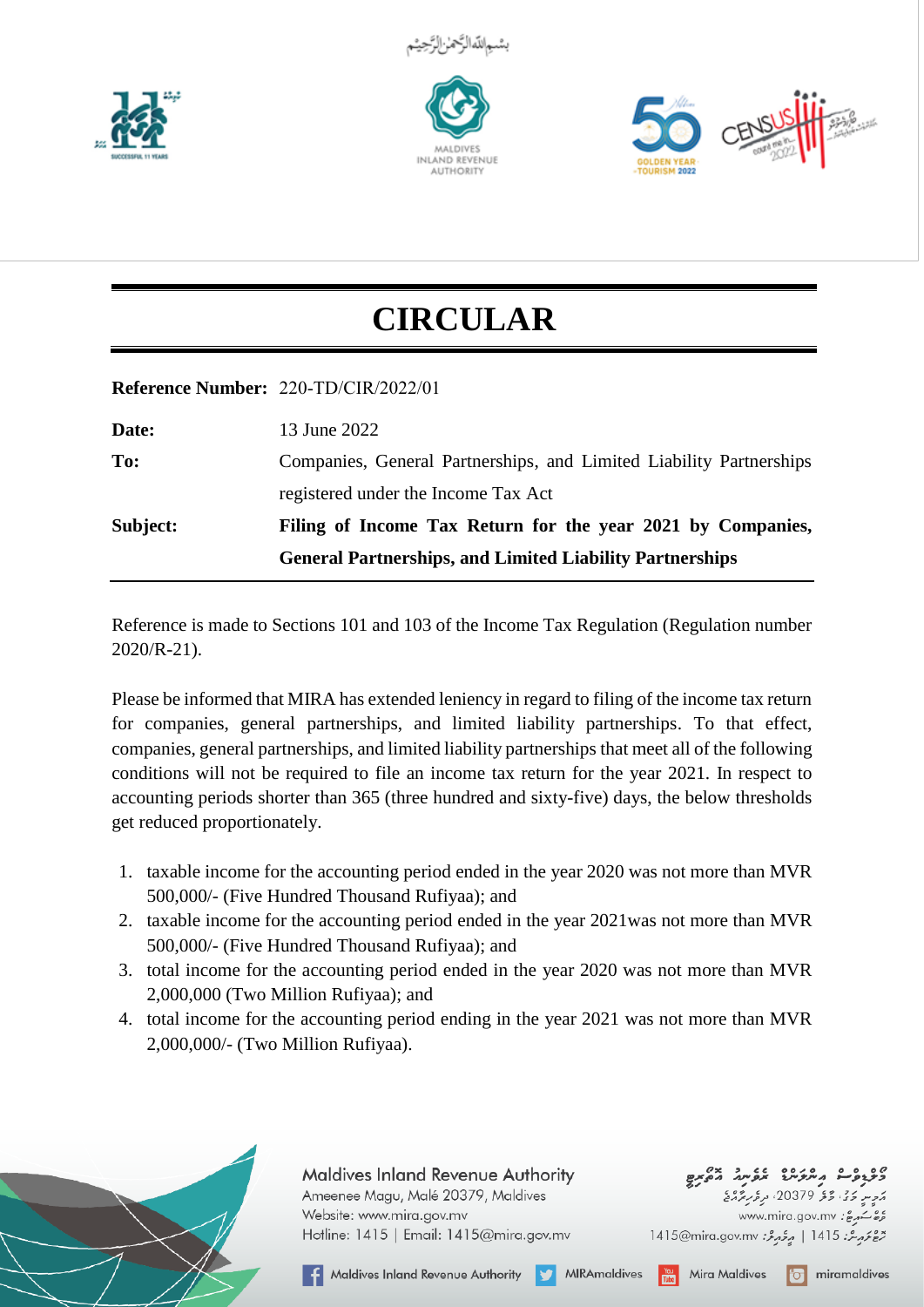بِسْمِ اللهِ الرَّحْمٰنِ الرَّحِيْمِ

# CIRCULAR

**Reference Number:** 220-TD/CIR/2022/01

| | |
|---|---|
| **Date:** | 13 June 2022 |
| **To:** | Companies, General Partnerships, and Limited Liability Partnerships registered under the Income Tax Act |
| **Subject:** | **Filing of Income Tax Return for the year 2021 by Companies, General Partnerships, and Limited Liability Partnerships** |

Reference is made to Sections 101 and 103 of the Income Tax Regulation (Regulation number 2020/R-21).

Please be informed that MIRA has extended leniency in regard to filing of the income tax return for companies, general partnerships, and limited liability partnerships. To that effect, companies, general partnerships, and limited liability partnerships that meet all of the following conditions will not be required to file an income tax return for the year 2021. In respect to accounting periods shorter than 365 (three hundred and sixty-five) days, the below thresholds get reduced proportionately.

1. taxable income for the accounting period ended in the year 2020 was not more than MVR 500,000/- (Five Hundred Thousand Rufiyaa); and
2. taxable income for the accounting period ended in the year 2021was not more than MVR 500,000/- (Five Hundred Thousand Rufiyaa); and
3. total income for the accounting period ended in the year 2020 was not more than MVR 2,000,000 (Two Million Rufiyaa); and
4. total income for the accounting period ending in the year 2021 was not more than MVR 2,000,000/- (Two Million Rufiyaa).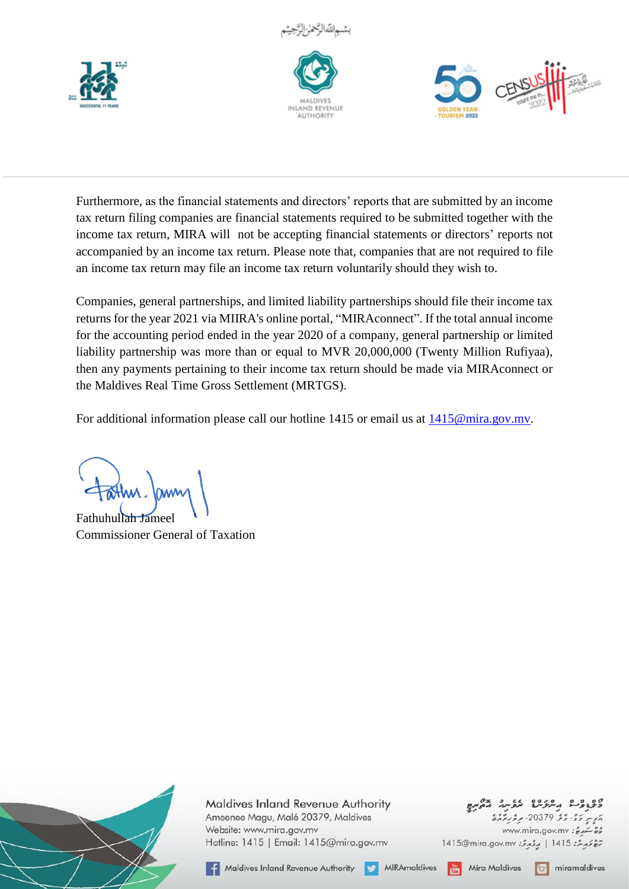Furthermore, as the financial statements and directors' reports that are submitted by an income tax return filing companies are financial statements required to be submitted together with the income tax return, MIRA will not be accepting financial statements or directors' reports not accompanied by an income tax return. Please note that, companies that are not required to file an income tax return may file an income tax return voluntarily should they wish to.

Companies, general partnerships, and limited liability partnerships should file their income tax returns for the year 2021 via MIIRA's online portal, "MIRAconnect". If the total annual income for the accounting period ended in the year 2020 of a company, general partnership or limited liability partnership was more than or equal to MVR 20,000,000 (Twenty Million Rufiyaa), then any payments pertaining to their income tax return should be made via MIRAconnect or the Maldives Real Time Gross Settlement (MRTGS).

For additional information please call our hotline 1415 or email us at 1415@mira.gov.mv.

Fathuhullah Jameel
Commissioner General of Taxation